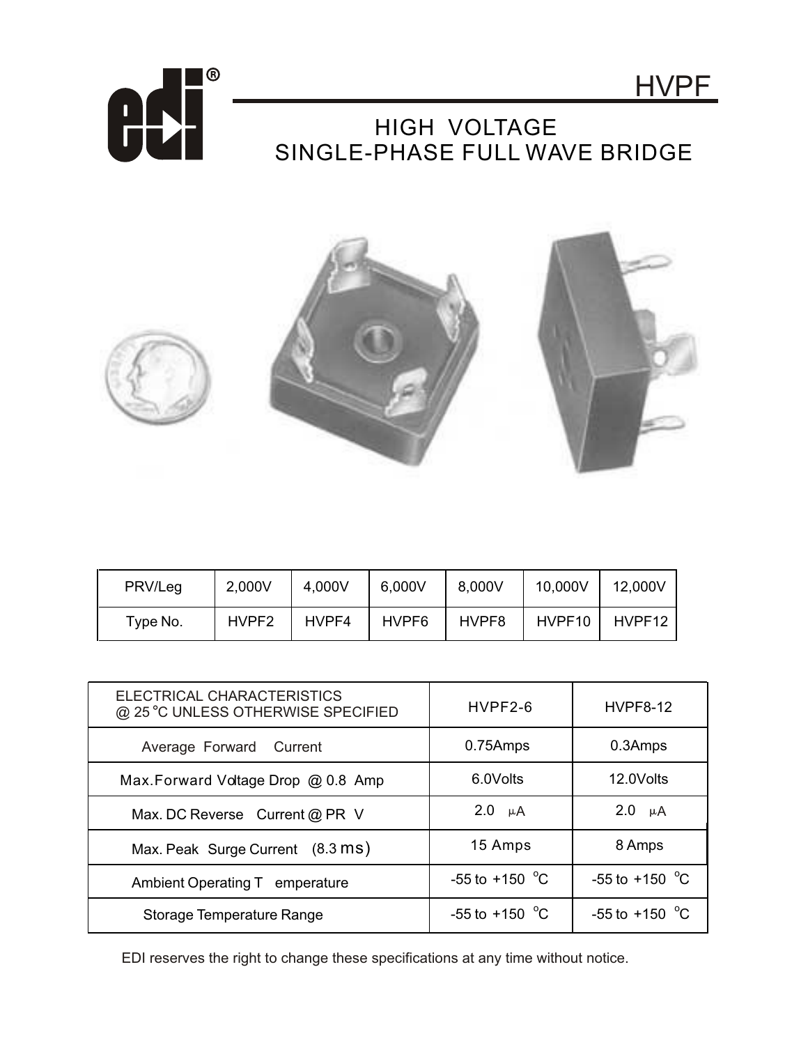# HVPF

## HIGH VOLTAGE SINGLE-PHASE FULL WAVE BRIDGE

| PRV/Leg | 2,000V | 4,000V | 6,000V | 8,000V | 10,000V | 12,000V |
|---|---|---|---|---|---|---|
| Type No. | HVPF2 | HVPF4 | HVPF6 | HVPF8 | HVPF10 | HVPF12 |

| ELECTRICAL CHARACTERISTICS @ 25 °C UNLESS OTHERWISE SPECIFIED | HVPF2-6 | HVPF8-12 |
|---|---|---|
| Average Forward Current | 0.75Amps | 0.3Amps |
| Max.Forward Voltage Drop @ 0.8 Amp | 6.0Volts | 12.0Volts |
| Max. DC Reverse Current @ PR V | 2.0 µA | 2.0 µA |
| Max. Peak Surge Current (8.3 ms) | 15 Amps | 8 Amps |
| Ambient Operating Temperature | -55 to +150 °C | -55 to +150 °C |
| Storage Temperature Range | -55 to +150 °C | -55 to +150 °C |

EDI reserves the right to change these specifications at any time without notice.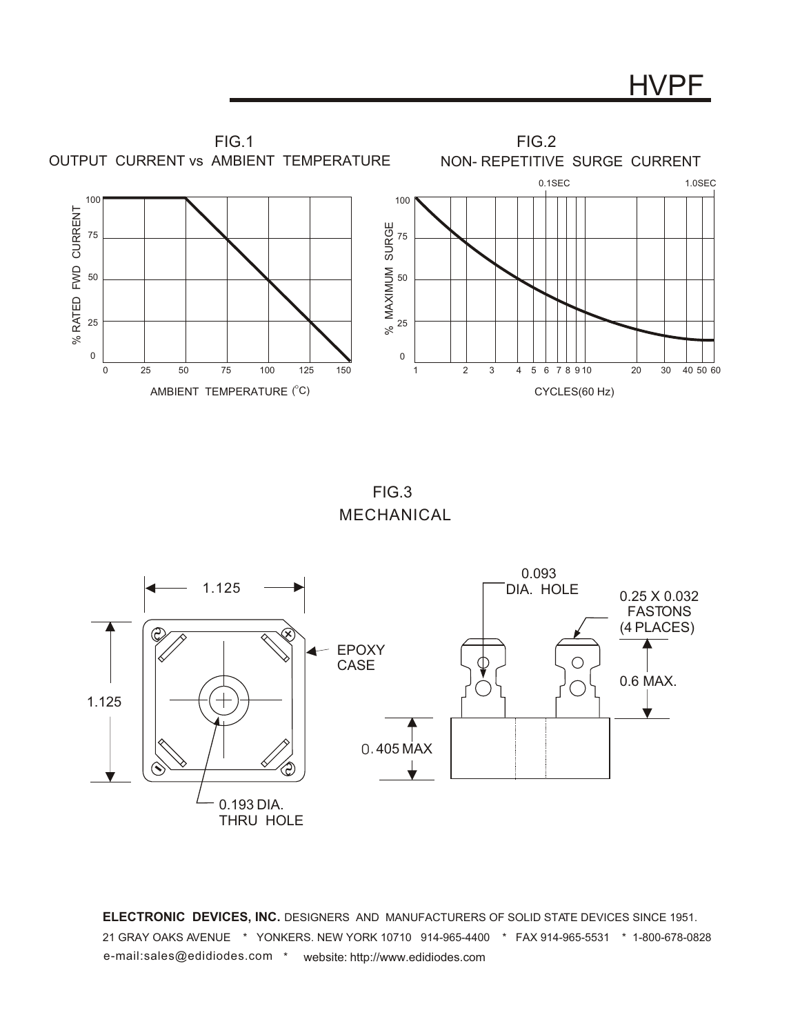# HVPF

## FIG.1
OUTPUT CURRENT vs AMBIENT TEMPERATURE

% RATED FWD CURRENT

100
75
50
25
0

0 25 50 75 100 125 150

AMBIENT TEMPERATURE (°C)

## FIG.2
NON- REPETITIVE SURGE CURRENT

0.1SEC 1.0SEC

% MAXIMUM SURGE

100
75
50
25
0

1 2 3 4 5 6 7 8 9 10 20 30 40 50 60

CYCLES(60 Hz)

## FIG.3
MECHANICAL

1.125

1.125

EPOXY CASE

0.193 DIA. THRU HOLE

0.093 DIA. HOLE

0.25 X 0.032 FASTONS (4 PLACES)

0.6 MAX.

0.405 MAX

**ELECTRONIC DEVICES, INC.** DESIGNERS AND MANUFACTURERS OF SOLID STATE DEVICES SINCE 1951.
21 GRAY OAKS AVENUE * YONKERS. NEW YORK 10710 914-965-4400 * FAX 914-965-5531 * 1-800-678-0828
e-mail:sales@edidiodes.com * website: http://www.edidiodes.com